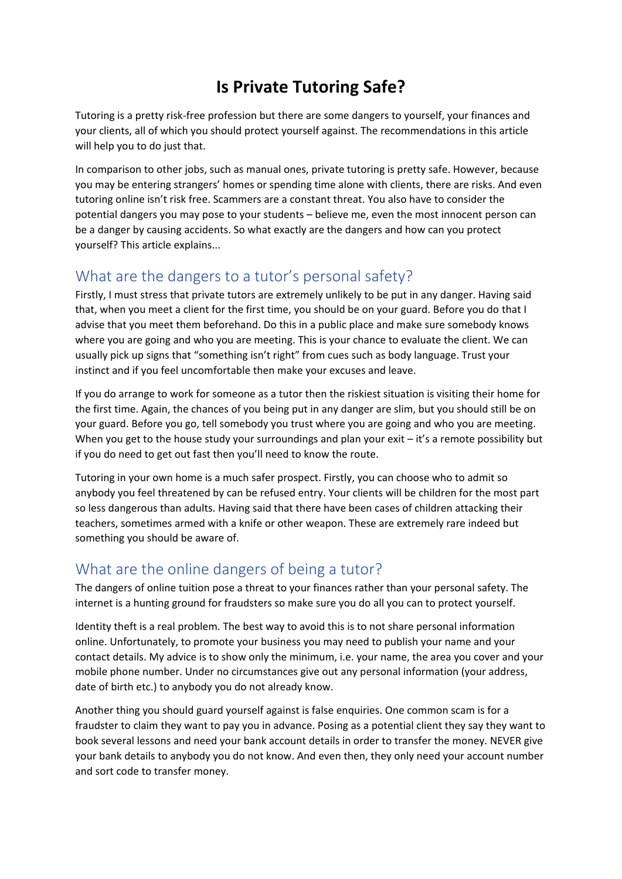# Is Private Tutoring Safe?

Tutoring is a pretty risk-free profession but there are some dangers to yourself, your finances and your clients, all of which you should protect yourself against. The recommendations in this article will help you to do just that.

In comparison to other jobs, such as manual ones, private tutoring is pretty safe. However, because you may be entering strangers' homes or spending time alone with clients, there are risks. And even tutoring online isn't risk free. Scammers are a constant threat. You also have to consider the potential dangers you may pose to your students – believe me, even the most innocent person can be a danger by causing accidents. So what exactly are the dangers and how can you protect yourself? This article explains...

## What are the dangers to a tutor's personal safety?

Firstly, I must stress that private tutors are extremely unlikely to be put in any danger. Having said that, when you meet a client for the first time, you should be on your guard. Before you do that I advise that you meet them beforehand. Do this in a public place and make sure somebody knows where you are going and who you are meeting. This is your chance to evaluate the client. We can usually pick up signs that "something isn't right" from cues such as body language. Trust your instinct and if you feel uncomfortable then make your excuses and leave.

If you do arrange to work for someone as a tutor then the riskiest situation is visiting their home for the first time. Again, the chances of you being put in any danger are slim, but you should still be on your guard. Before you go, tell somebody you trust where you are going and who you are meeting. When you get to the house study your surroundings and plan your exit – it's a remote possibility but if you do need to get out fast then you'll need to know the route.

Tutoring in your own home is a much safer prospect. Firstly, you can choose who to admit so anybody you feel threatened by can be refused entry. Your clients will be children for the most part so less dangerous than adults. Having said that there have been cases of children attacking their teachers, sometimes armed with a knife or other weapon. These are extremely rare indeed but something you should be aware of.

## What are the online dangers of being a tutor?

The dangers of online tuition pose a threat to your finances rather than your personal safety. The internet is a hunting ground for fraudsters so make sure you do all you can to protect yourself.

Identity theft is a real problem. The best way to avoid this is to not share personal information online. Unfortunately, to promote your business you may need to publish your name and your contact details. My advice is to show only the minimum, i.e. your name, the area you cover and your mobile phone number. Under no circumstances give out any personal information (your address, date of birth etc.) to anybody you do not already know.

Another thing you should guard yourself against is false enquiries. One common scam is for a fraudster to claim they want to pay you in advance. Posing as a potential client they say they want to book several lessons and need your bank account details in order to transfer the money. NEVER give your bank details to anybody you do not know. And even then, they only need your account number and sort code to transfer money.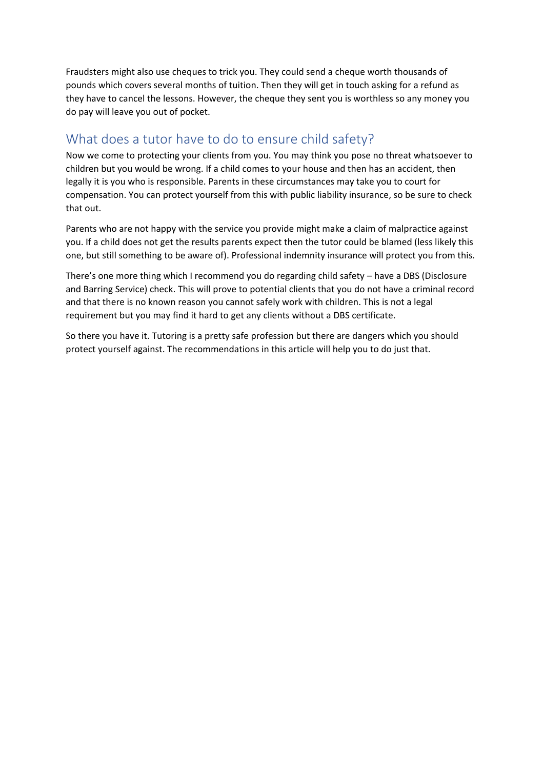Fraudsters might also use cheques to trick you. They could send a cheque worth thousands of pounds which covers several months of tuition. Then they will get in touch asking for a refund as they have to cancel the lessons. However, the cheque they sent you is worthless so any money you do pay will leave you out of pocket.

## What does a tutor have to do to ensure child safety?

Now we come to protecting your clients from you. You may think you pose no threat whatsoever to children but you would be wrong. If a child comes to your house and then has an accident, then legally it is you who is responsible. Parents in these circumstances may take you to court for compensation. You can protect yourself from this with public liability insurance, so be sure to check that out.

Parents who are not happy with the service you provide might make a claim of malpractice against you. If a child does not get the results parents expect then the tutor could be blamed (less likely this one, but still something to be aware of). Professional indemnity insurance will protect you from this.

There's one more thing which I recommend you do regarding child safety – have a DBS (Disclosure and Barring Service) check. This will prove to potential clients that you do not have a criminal record and that there is no known reason you cannot safely work with children. This is not a legal requirement but you may find it hard to get any clients without a DBS certificate.

So there you have it. Tutoring is a pretty safe profession but there are dangers which you should protect yourself against. The recommendations in this article will help you to do just that.